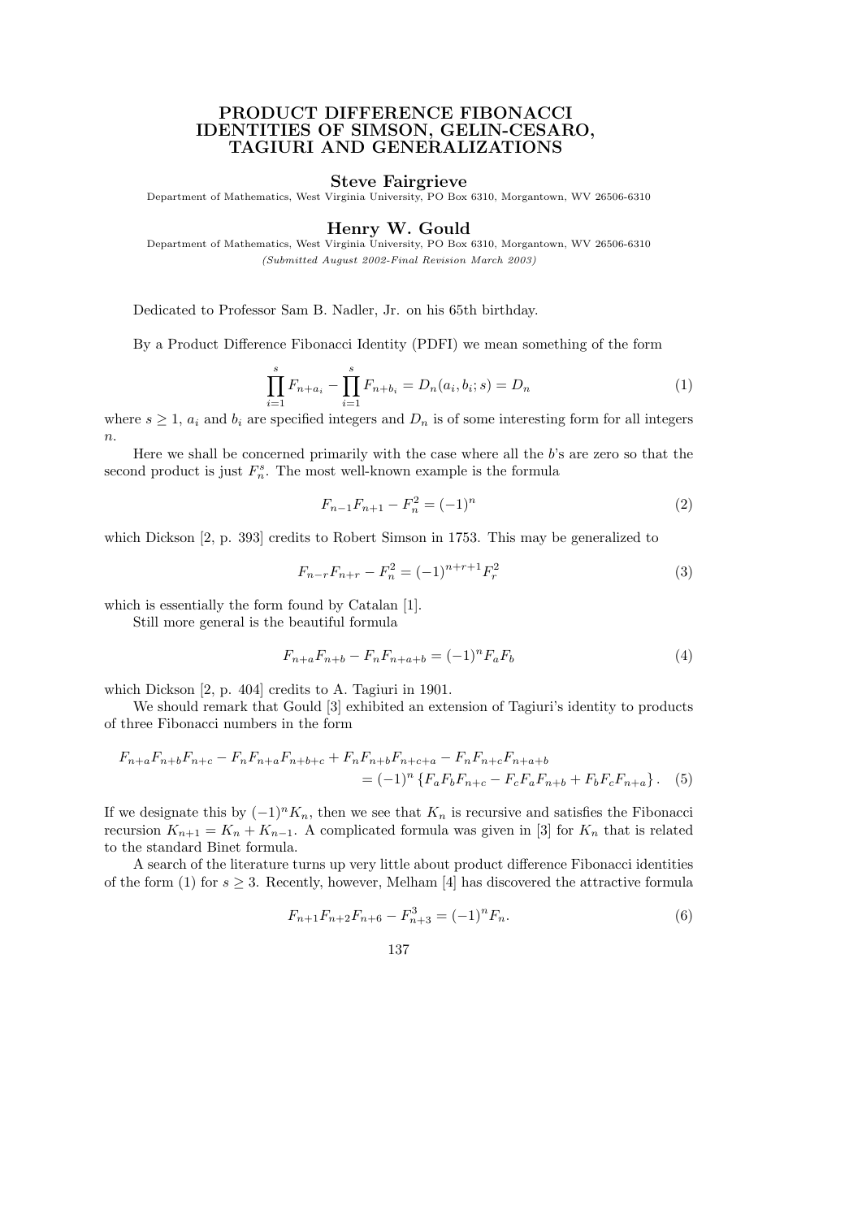# PRODUCT DIFFERENCE FIBONACCI IDENTITIES OF SIMSON, GELIN-CESARO, TAGIURI AND GENERALIZATIONS

**Steve Fairgrieve**

Department of Mathematics, West Virginia University, PO Box 6310, Morgantown, WV 26506-6310

**Henry W. Gould**

Department of Mathematics, West Virginia University, PO Box 6310, Morgantown, WV 26506-6310

*(Submitted August 2002-Final Revision March 2003)*

Dedicated to Professor Sam B. Nadler, Jr. on his 65th birthday.

By a Product Difference Fibonacci Identity (PDFI) we mean something of the form

$$\prod_{i=1}^{s} F_{n+a_i} - \prod_{i=1}^{s} F_{n+b_i} = D_n(a_i, b_i; s) = D_n \tag{1}$$

where $s \geq 1$, $a_i$ and $b_i$ are specified integers and $D_n$ is of some interesting form for all integers $n$.

Here we shall be concerned primarily with the case where all the $b$'s are zero so that the second product is just $F_n^s$. The most well-known example is the formula

$$F_{n-1}F_{n+1} - F_n^2 = (-1)^n \tag{2}$$

which Dickson [2, p. 393] credits to Robert Simson in 1753. This may be generalized to

$$F_{n-r}F_{n+r} - F_n^2 = (-1)^{n+r+1}F_r^2 \tag{3}$$

which is essentially the form found by Catalan [1].

Still more general is the beautiful formula

$$F_{n+a}F_{n+b} - F_nF_{n+a+b} = (-1)^n F_aF_b \tag{4}$$

which Dickson [2, p. 404] credits to A. Tagiuri in 1901.

We should remark that Gould [3] exhibited an extension of Tagiuri's identity to products of three Fibonacci numbers in the form

$$\begin{aligned} F_{n+a}F_{n+b}F_{n+c} - F_nF_{n+a}F_{n+b+c} + F_nF_{n+b}F_{n+c+a} - F_nF_{n+c}F_{n+a+b} \\ = (-1)^n \left\{F_aF_bF_{n+c} - F_cF_aF_{n+b} + F_bF_cF_{n+a}\right\}. \end{aligned} \tag{5}$$

If we designate this by $(-1)^nK_n$, then we see that $K_n$ is recursive and satisfies the Fibonacci recursion $K_{n+1} = K_n + K_{n-1}$. A complicated formula was given in [3] for $K_n$ that is related to the standard Binet formula.

A search of the literature turns up very little about product difference Fibonacci identities of the form (1) for $s \geq 3$. Recently, however, Melham [4] has discovered the attractive formula

$$F_{n+1}F_{n+2}F_{n+6} - F_{n+3}^3 = (-1)^n F_n. \tag{6}$$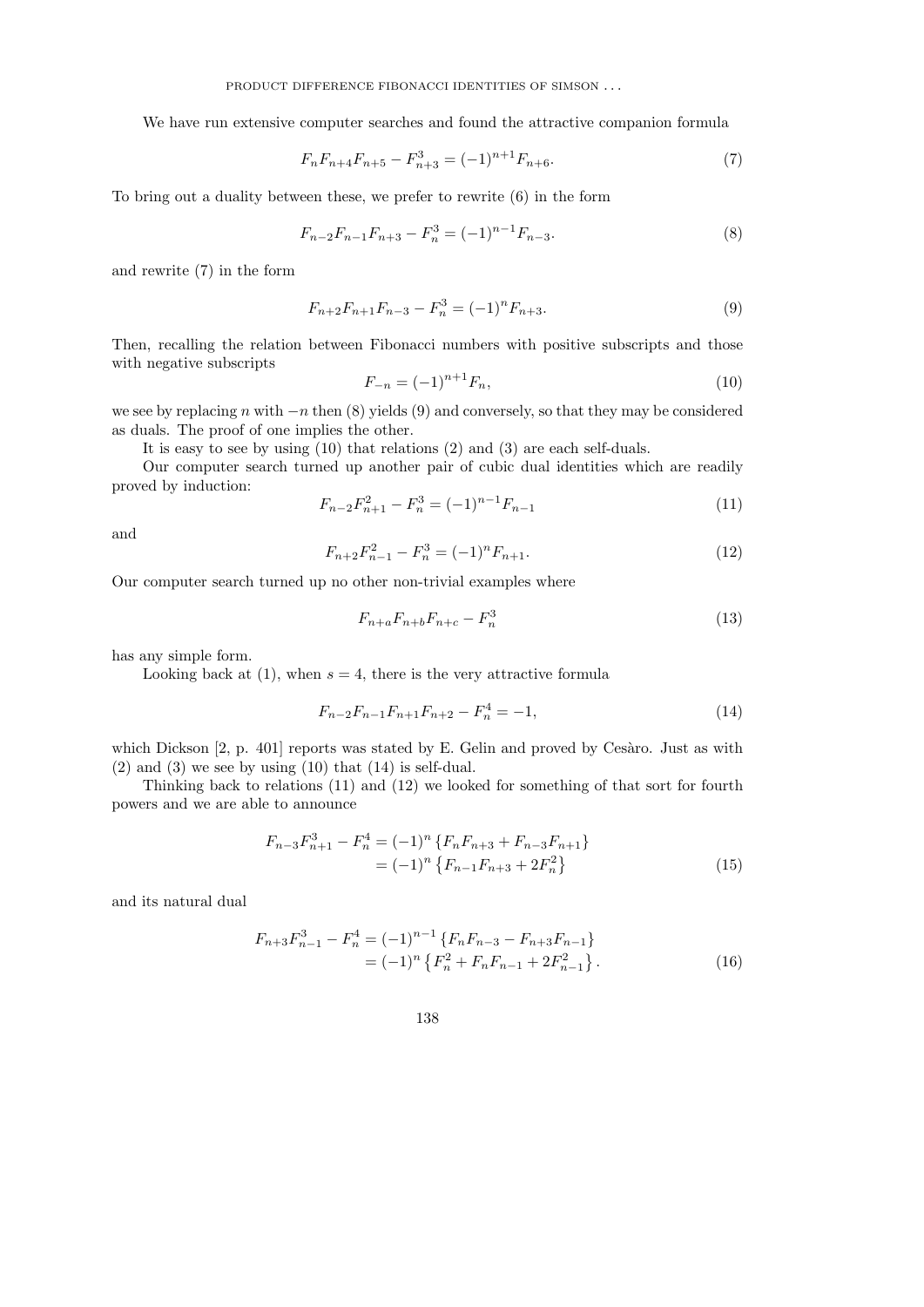We have run extensive computer searches and found the attractive companion formula

$$F_n F_{n+4} F_{n+5} - F_{n+3}^3 = (-1)^{n+1} F_{n+6}. \tag{7}$$

To bring out a duality between these, we prefer to rewrite (6) in the form

$$F_{n-2} F_{n-1} F_{n+3} - F_n^3 = (-1)^{n-1} F_{n-3}. \tag{8}$$

and rewrite (7) in the form

$$F_{n+2} F_{n+1} F_{n-3} - F_n^3 = (-1)^n F_{n+3}. \tag{9}$$

Then, recalling the relation between Fibonacci numbers with positive subscripts and those with negative subscripts

$$F_{-n} = (-1)^{n+1} F_n, \tag{10}$$

we see by replacing $n$ with $-n$ then (8) yields (9) and conversely, so that they may be considered as duals. The proof of one implies the other.

It is easy to see by using (10) that relations (2) and (3) are each self-duals.

Our computer search turned up another pair of cubic dual identities which are readily proved by induction:

$$F_{n-2} F_{n+1}^2 - F_n^3 = (-1)^{n-1} F_{n-1} \tag{11}$$

and

$$F_{n+2} F_{n-1}^2 - F_n^3 = (-1)^n F_{n+1}. \tag{12}$$

Our computer search turned up no other non-trivial examples where

$$F_{n+a} F_{n+b} F_{n+c} - F_n^3 \tag{13}$$

has any simple form.

Looking back at (1), when $s = 4$, there is the very attractive formula

$$F_{n-2} F_{n-1} F_{n+1} F_{n+2} - F_n^4 = -1, \tag{14}$$

which Dickson [2, p. 401] reports was stated by E. Gelin and proved by Cesàro. Just as with (2) and (3) we see by using (10) that (14) is self-dual.

Thinking back to relations (11) and (12) we looked for something of that sort for fourth powers and we are able to announce

$$\begin{aligned} F_{n-3} F_{n+1}^3 - F_n^4 &= (-1)^n \left\{ F_n F_{n+3} + F_{n-3} F_{n+1} \right\} \\ &= (-1)^n \left\{ F_{n-1} F_{n+3} + 2F_n^2 \right\} \end{aligned} \tag{15}$$

and its natural dual

$$\begin{aligned} F_{n+3} F_{n-1}^3 - F_n^4 &= (-1)^{n-1} \left\{ F_n F_{n-3} - F_{n+3} F_{n-1} \right\} \\ &= (-1)^n \left\{ F_n^2 + F_n F_{n-1} + 2F_{n-1}^2 \right\}. \end{aligned} \tag{16}$$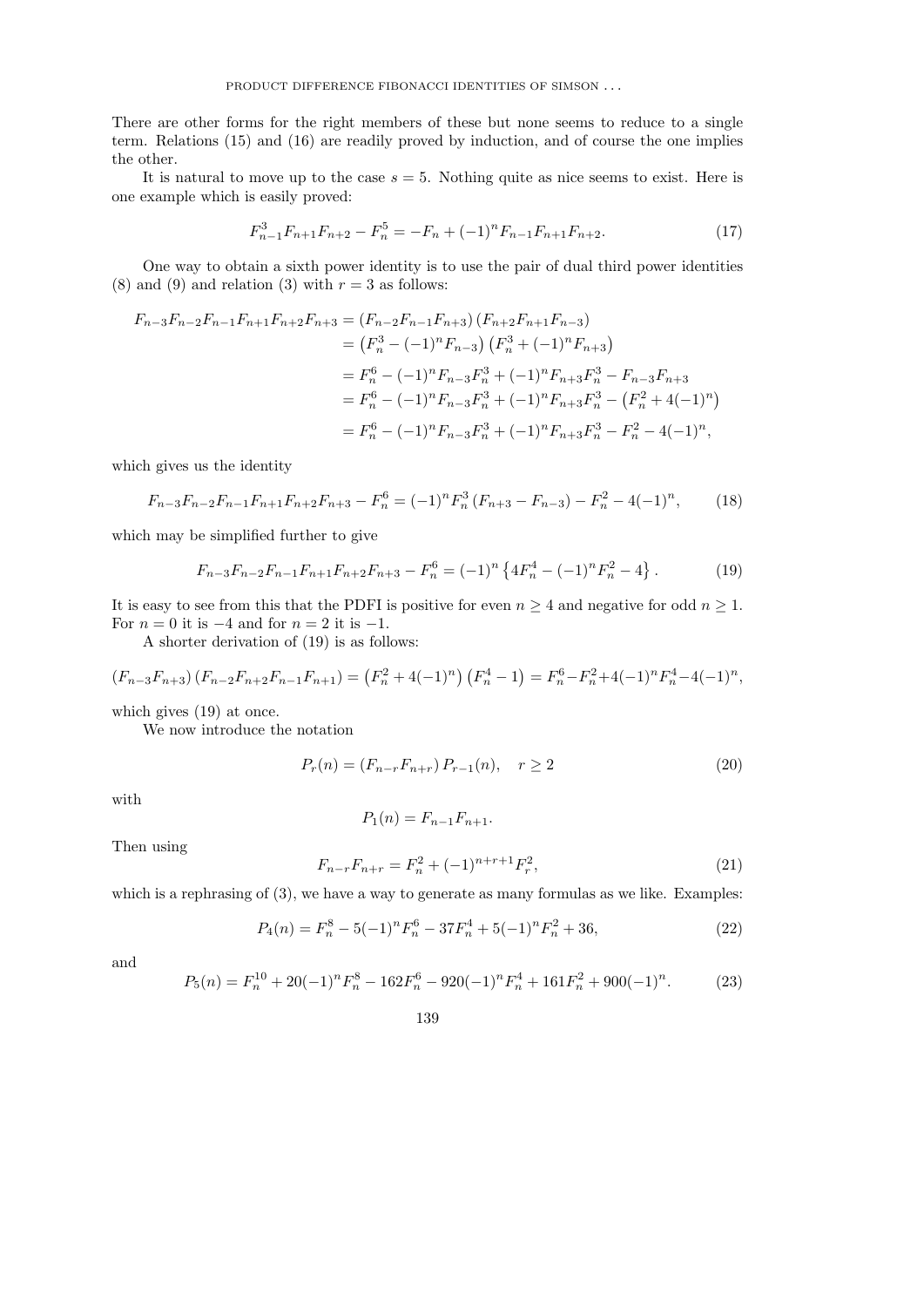There are other forms for the right members of these but none seems to reduce to a single term. Relations (15) and (16) are readily proved by induction, and of course the one implies the other.

It is natural to move up to the case $s = 5$. Nothing quite as nice seems to exist. Here is one example which is easily proved:

$$F_{n-1}^3 F_{n+1} F_{n+2} - F_n^5 = -F_n + (-1)^n F_{n-1} F_{n+1} F_{n+2}. \tag{17}$$

One way to obtain a sixth power identity is to use the pair of dual third power identities (8) and (9) and relation (3) with $r = 3$ as follows:

$$\begin{aligned}
F_{n-3}F_{n-2}F_{n-1}F_{n+1}F_{n+2}F_{n+3} &= \left(F_{n-2}F_{n-1}F_{n+3}\right)\left(F_{n+2}F_{n+1}F_{n-3}\right) \\
&= \left(F_n^3 - (-1)^n F_{n-3}\right)\left(F_n^3 + (-1)^n F_{n+3}\right) \\
&= F_n^6 - (-1)^n F_{n-3}F_n^3 + (-1)^n F_{n+3}F_n^3 - F_{n-3}F_{n+3} \\
&= F_n^6 - (-1)^n F_{n-3}F_n^3 + (-1)^n F_{n+3}F_n^3 - \left(F_n^2 + 4(-1)^n\right) \\
&= F_n^6 - (-1)^n F_{n-3}F_n^3 + (-1)^n F_{n+3}F_n^3 - F_n^2 - 4(-1)^n,
\end{aligned}$$

which gives us the identity

$$F_{n-3}F_{n-2}F_{n-1}F_{n+1}F_{n+2}F_{n+3} - F_n^6 = (-1)^n F_n^3 \left(F_{n+3} - F_{n-3}\right) - F_n^2 - 4(-1)^n, \tag{18}$$

which may be simplified further to give

$$F_{n-3}F_{n-2}F_{n-1}F_{n+1}F_{n+2}F_{n+3} - F_n^6 = (-1)^n \left\{4F_n^4 - (-1)^n F_n^2 - 4\right\}. \tag{19}$$

It is easy to see from this that the PDFI is positive for even $n \geq 4$ and negative for odd $n \geq 1$. For $n = 0$ it is $-4$ and for $n = 2$ it is $-1$.

A shorter derivation of (19) is as follows:

$$\left(F_{n-3}F_{n+3}\right)\left(F_{n-2}F_{n+2}F_{n-1}F_{n+1}\right) = \left(F_n^2 + 4(-1)^n\right)\left(F_n^4 - 1\right) = F_n^6 - F_n^2 + 4(-1)^n F_n^4 - 4(-1)^n,$$

which gives (19) at once.

We now introduce the notation

$$P_r(n) = \left(F_{n-r}F_{n+r}\right) P_{r-1}(n), \quad r \geq 2 \tag{20}$$

with

$$P_1(n) = F_{n-1}F_{n+1}.$$

Then using

$$F_{n-r}F_{n+r} = F_n^2 + (-1)^{n+r+1} F_r^2, \tag{21}$$

which is a rephrasing of (3), we have a way to generate as many formulas as we like. Examples:

$$P_4(n) = F_n^8 - 5(-1)^n F_n^6 - 37F_n^4 + 5(-1)^n F_n^2 + 36, \tag{22}$$

and

$$P_5(n) = F_n^{10} + 20(-1)^n F_n^8 - 162F_n^6 - 920(-1)^n F_n^4 + 161F_n^2 + 900(-1)^n. \tag{23}$$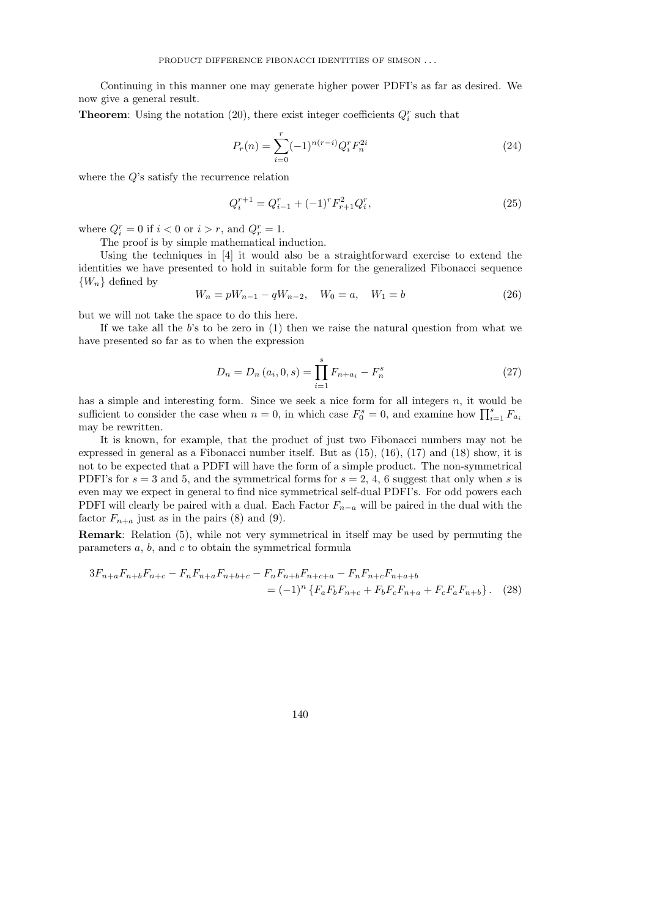Continuing in this manner one may generate higher power PDFI's as far as desired. We now give a general result.

**Theorem**: Using the notation (20), there exist integer coefficients $Q_i^r$ such that

$$P_r(n) = \sum_{i=0}^{r} (-1)^{n(r-i)} Q_i^r F_n^{2i} \tag{24}$$

where the $Q$'s satisfy the recurrence relation

$$Q_i^{r+1} = Q_{i-1}^r + (-1)^r F_{r+1}^2 Q_i^r, \tag{25}$$

where $Q_i^r = 0$ if $i < 0$ or $i > r$, and $Q_r^r = 1$.

The proof is by simple mathematical induction.

Using the techniques in [4] it would also be a straightforward exercise to extend the identities we have presented to hold in suitable form for the generalized Fibonacci sequence $\{W_n\}$ defined by

$$W_n = pW_{n-1} - qW_{n-2}, \quad W_0 = a, \quad W_1 = b \tag{26}$$

but we will not take the space to do this here.

If we take all the $b$'s to be zero in (1) then we raise the natural question from what we have presented so far as to when the expression

$$D_n = D_n(a_i, 0, s) = \prod_{i=1}^{s} F_{n+a_i} - F_n^s \tag{27}$$

has a simple and interesting form. Since we seek a nice form for all integers $n$, it would be sufficient to consider the case when $n = 0$, in which case $F_0^s = 0$, and examine how $\prod_{i=1}^{s} F_{a_i}$ may be rewritten.

It is known, for example, that the product of just two Fibonacci numbers may not be expressed in general as a Fibonacci number itself. But as (15), (16), (17) and (18) show, it is not to be expected that a PDFI will have the form of a simple product. The non-symmetrical PDFI's for $s = 3$ and 5, and the symmetrical forms for $s = 2, 4, 6$ suggest that only when $s$ is even may we expect in general to find nice symmetrical self-dual PDFI's. For odd powers each PDFI will clearly be paired with a dual. Each Factor $F_{n-a}$ will be paired in the dual with the factor $F_{n+a}$ just as in the pairs (8) and (9).

**Remark**: Relation (5), while not very symmetrical in itself may be used by permuting the parameters $a$, $b$, and $c$ to obtain the symmetrical formula

$$\begin{aligned} 3F_{n+a}F_{n+b}F_{n+c} - F_nF_{n+a}F_{n+b+c} - F_nF_{n+b}F_{n+c+a} - F_nF_{n+c}F_{n+a+b} \\ = (-1)^n \left\{ F_aF_bF_{n+c} + F_bF_cF_{n+a} + F_cF_aF_{n+b} \right\}. \end{aligned} \tag{28}$$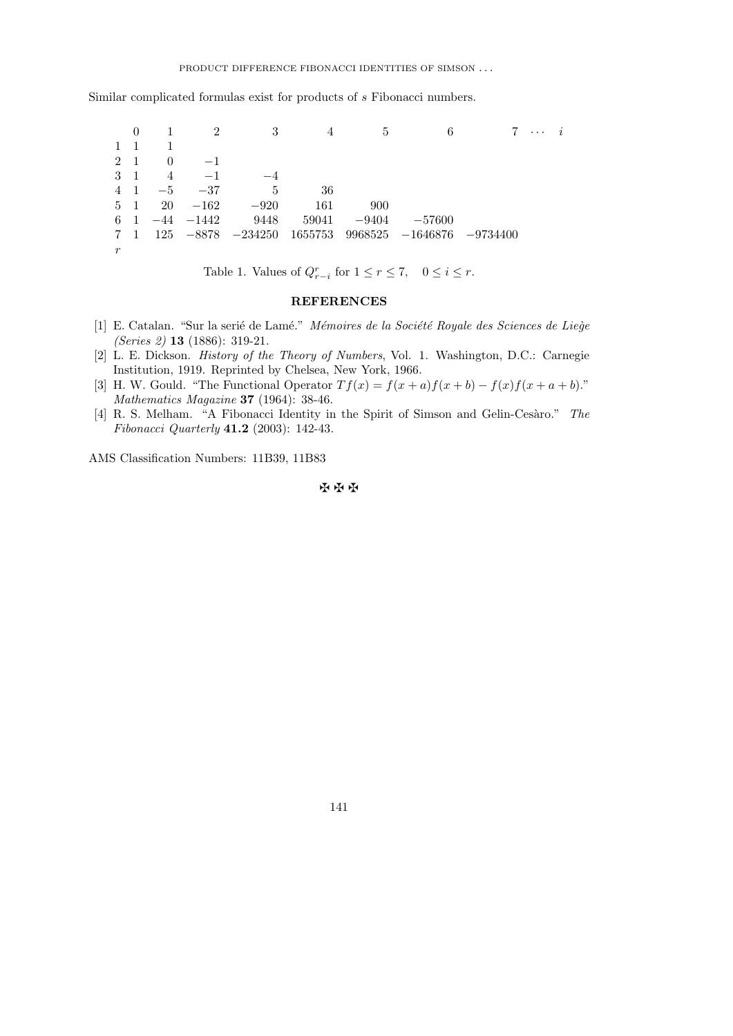Similar complicated formulas exist for products of $s$ Fibonacci numbers.

| | 0 | 1 | 2 | 3 | 4 | 5 | 6 | 7 | $\cdots$ | $i$ |
|---|---|---|---|---|---|---|---|---|---|---|
| 1 | 1 | 1 | | | | | | | | |
| 2 | 1 | 0 | $-1$ | | | | | | | |
| 3 | 1 | 4 | $-1$ | $-4$ | | | | | | |
| 4 | 1 | $-5$ | $-37$ | 5 | 36 | | | | | |
| 5 | 1 | 20 | $-162$ | $-920$ | 161 | 900 | | | | |
| 6 | 1 | $-44$ | $-1442$ | 9448 | 59041 | $-9404$ | $-57600$ | | | |
| 7 | 1 | 125 | $-8878$ | $-234250$ | 1655753 | 9968525 | $-1646876$ | $-9734400$ | | |
| $r$ | | | | | | | | | | |

Table 1. Values of $Q_{r-i}^{r}$ for $1 \leq r \leq 7, \quad 0 \leq i \leq r$.

## REFERENCES

[1] E. Catalan. "Sur la serié de Lamé." *Mémoires de la Société Royale des Sciences de Liège (Series 2)* **13** (1886): 319-21.

[2] L. E. Dickson. *History of the Theory of Numbers*, Vol. 1. Washington, D.C.: Carnegie Institution, 1919. Reprinted by Chelsea, New York, 1966.

[3] H. W. Gould. "The Functional Operator $Tf(x) = f(x+a)f(x+b) - f(x)f(x+a+b)$." *Mathematics Magazine* **37** (1964): 38-46.

[4] R. S. Melham. "A Fibonacci Identity in the Spirit of Simson and Gelin-Cesàro." *The Fibonacci Quarterly* **41.2** (2003): 142-43.

AMS Classification Numbers: 11B39, 11B83

✠ ✠ ✠